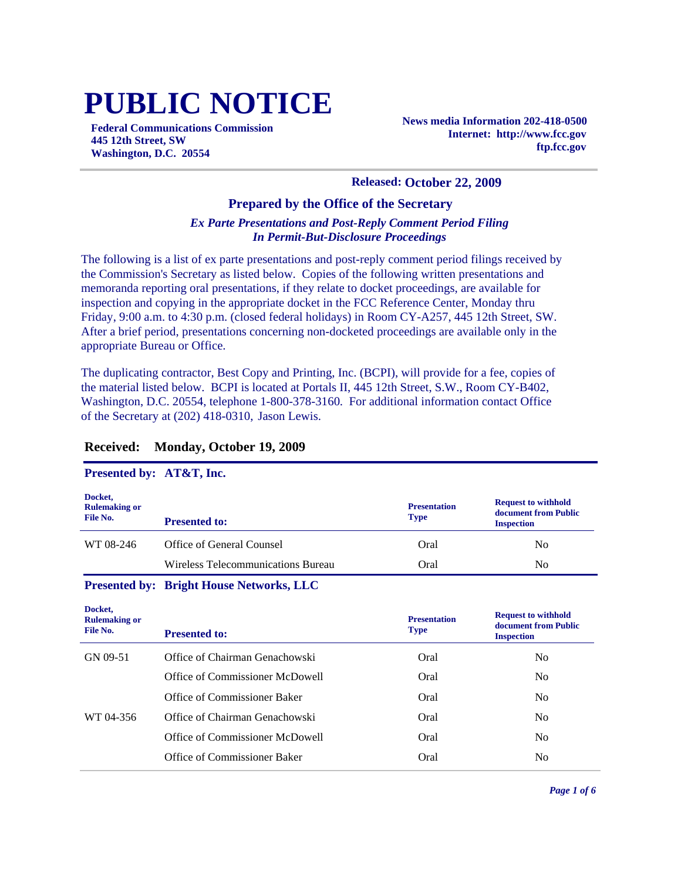# PUBLIC NOTICE

**Federal Communications Commission**
**445 12th Street, SW**
**Washington, D.C. 20554**

**News media Information 202-418-0500**
**Internet: http://www.fcc.gov**
**ftp.fcc.gov**

**Released: October 22, 2009**

## Prepared by the Office of the Secretary

***Ex Parte Presentations and Post-Reply Comment Period Filing***
***In Permit-But-Disclosure Proceedings***

The following is a list of ex parte presentations and post-reply comment period filings received by the Commission's Secretary as listed below. Copies of the following written presentations and memoranda reporting oral presentations, if they relate to docket proceedings, are available for inspection and copying in the appropriate docket in the FCC Reference Center, Monday thru Friday, 9:00 a.m. to 4:30 p.m. (closed federal holidays) in Room CY-A257, 445 12th Street, SW. After a brief period, presentations concerning non-docketed proceedings are available only in the appropriate Bureau or Office.

The duplicating contractor, Best Copy and Printing, Inc. (BCPI), will provide for a fee, copies of the material listed below. BCPI is located at Portals II, 445 12th Street, S.W., Room CY-B402, Washington, D.C. 20554, telephone 1-800-378-3160. For additional information contact Office of the Secretary at (202) 418-0310, Jason Lewis.

### Received: Monday, October 19, 2009

**Presented by: AT&T, Inc.**

| Docket, Rulemaking or File No. | Presented to: | Presentation Type | Request to withhold document from Public Inspection |
|---|---|---|---|
| WT 08-246 | Office of General Counsel | Oral | No |
| | Wireless Telecommunications Bureau | Oral | No |

**Presented by: Bright House Networks, LLC**

| Docket, Rulemaking or File No. | Presented to: | Presentation Type | Request to withhold document from Public Inspection |
|---|---|---|---|
| GN 09-51 | Office of Chairman Genachowski | Oral | No |
| | Office of Commissioner McDowell | Oral | No |
| | Office of Commissioner Baker | Oral | No |
| WT 04-356 | Office of Chairman Genachowski | Oral | No |
| | Office of Commissioner McDowell | Oral | No |
| | Office of Commissioner Baker | Oral | No |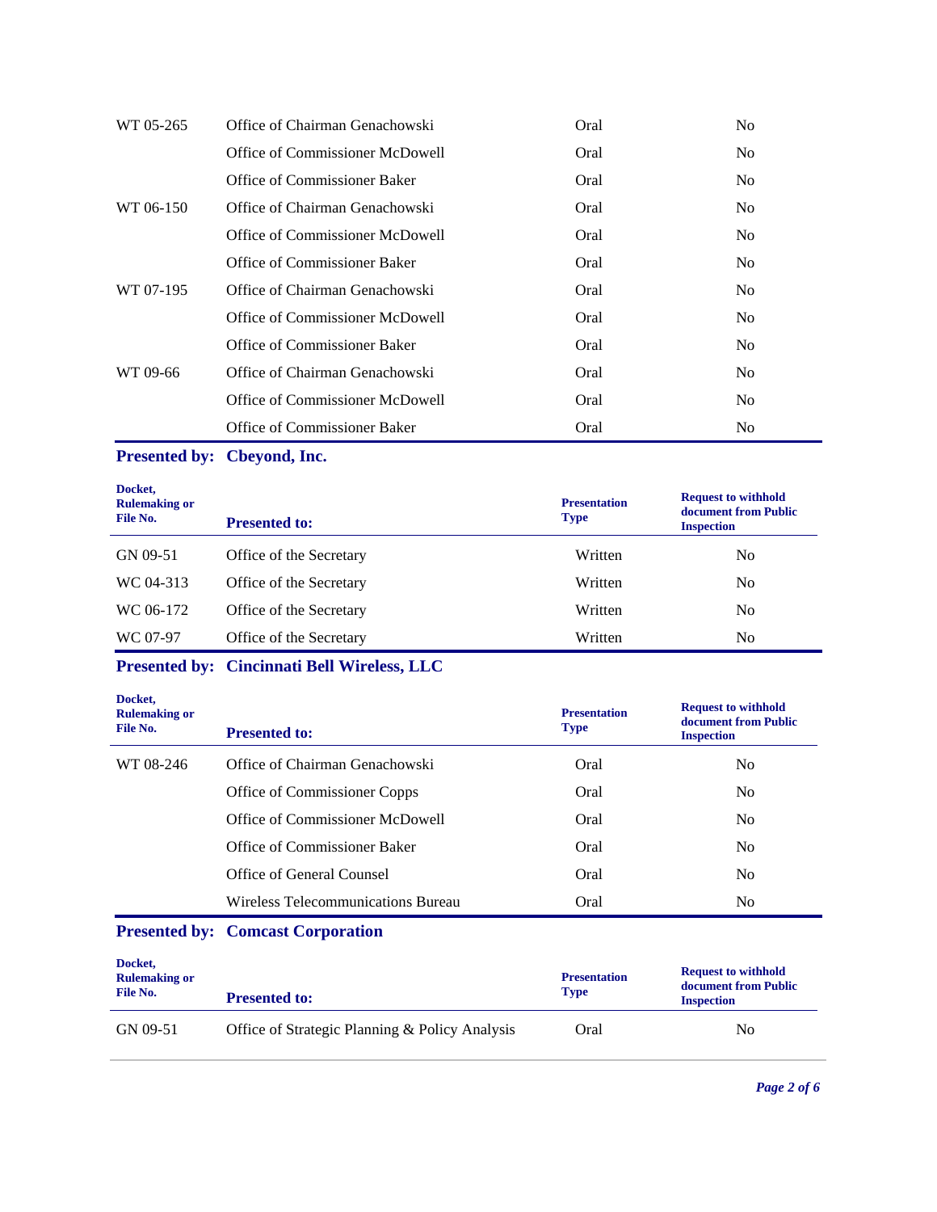| Docket, Rulemaking or File No. | Presented to: | Presentation Type | Request to withhold document from Public Inspection |
|---|---|---|---|
| WT 05-265 | Office of Chairman Genachowski | Oral | No |
| | Office of Commissioner McDowell | Oral | No |
| | Office of Commissioner Baker | Oral | No |
| WT 06-150 | Office of Chairman Genachowski | Oral | No |
| | Office of Commissioner McDowell | Oral | No |
| | Office of Commissioner Baker | Oral | No |
| WT 07-195 | Office of Chairman Genachowski | Oral | No |
| | Office of Commissioner McDowell | Oral | No |
| | Office of Commissioner Baker | Oral | No |
| WT 09-66 | Office of Chairman Genachowski | Oral | No |
| | Office of Commissioner McDowell | Oral | No |
| | Office of Commissioner Baker | Oral | No |

**Presented by: Cbeyond, Inc.**

| Docket, Rulemaking or File No. | Presented to: | Presentation Type | Request to withhold document from Public Inspection |
|---|---|---|---|
| GN 09-51 | Office of the Secretary | Written | No |
| WC 04-313 | Office of the Secretary | Written | No |
| WC 06-172 | Office of the Secretary | Written | No |
| WC 07-97 | Office of the Secretary | Written | No |

**Presented by: Cincinnati Bell Wireless, LLC**

| Docket, Rulemaking or File No. | Presented to: | Presentation Type | Request to withhold document from Public Inspection |
|---|---|---|---|
| WT 08-246 | Office of Chairman Genachowski | Oral | No |
| | Office of Commissioner Copps | Oral | No |
| | Office of Commissioner McDowell | Oral | No |
| | Office of Commissioner Baker | Oral | No |
| | Office of General Counsel | Oral | No |
| | Wireless Telecommunications Bureau | Oral | No |

**Presented by: Comcast Corporation**

| Docket, Rulemaking or File No. | Presented to: | Presentation Type | Request to withhold document from Public Inspection |
|---|---|---|---|
| GN 09-51 | Office of Strategic Planning & Policy Analysis | Oral | No |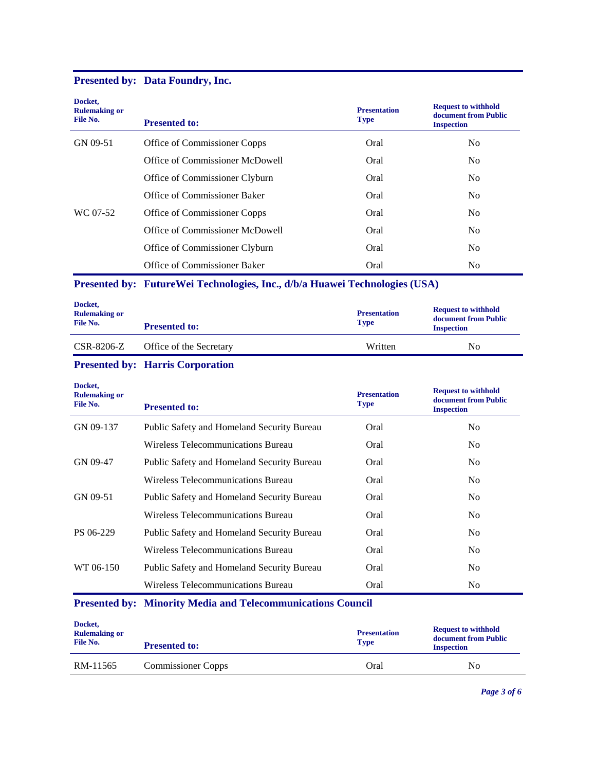**Presented by: Data Foundry, Inc.**

| Docket, Rulemaking or File No. | Presented to: | Presentation Type | Request to withhold document from Public Inspection |
|---|---|---|---|
| GN 09-51 | Office of Commissioner Copps | Oral | No |
| | Office of Commissioner McDowell | Oral | No |
| | Office of Commissioner Clyburn | Oral | No |
| | Office of Commissioner Baker | Oral | No |
| WC 07-52 | Office of Commissioner Copps | Oral | No |
| | Office of Commissioner McDowell | Oral | No |
| | Office of Commissioner Clyburn | Oral | No |
| | Office of Commissioner Baker | Oral | No |

**Presented by: FutureWei Technologies, Inc., d/b/a Huawei Technologies (USA)**

| Docket, Rulemaking or File No. | Presented to: | Presentation Type | Request to withhold document from Public Inspection |
|---|---|---|---|
| CSR-8206-Z | Office of the Secretary | Written | No |

**Presented by: Harris Corporation**

| Docket, Rulemaking or File No. | Presented to: | Presentation Type | Request to withhold document from Public Inspection |
|---|---|---|---|
| GN 09-137 | Public Safety and Homeland Security Bureau | Oral | No |
| | Wireless Telecommunications Bureau | Oral | No |
| GN 09-47 | Public Safety and Homeland Security Bureau | Oral | No |
| | Wireless Telecommunications Bureau | Oral | No |
| GN 09-51 | Public Safety and Homeland Security Bureau | Oral | No |
| | Wireless Telecommunications Bureau | Oral | No |
| PS 06-229 | Public Safety and Homeland Security Bureau | Oral | No |
| | Wireless Telecommunications Bureau | Oral | No |
| WT 06-150 | Public Safety and Homeland Security Bureau | Oral | No |
| | Wireless Telecommunications Bureau | Oral | No |

**Presented by: Minority Media and Telecommunications Council**

| Docket, Rulemaking or File No. | Presented to: | Presentation Type | Request to withhold document from Public Inspection |
|---|---|---|---|
| RM-11565 | Commissioner Copps | Oral | No |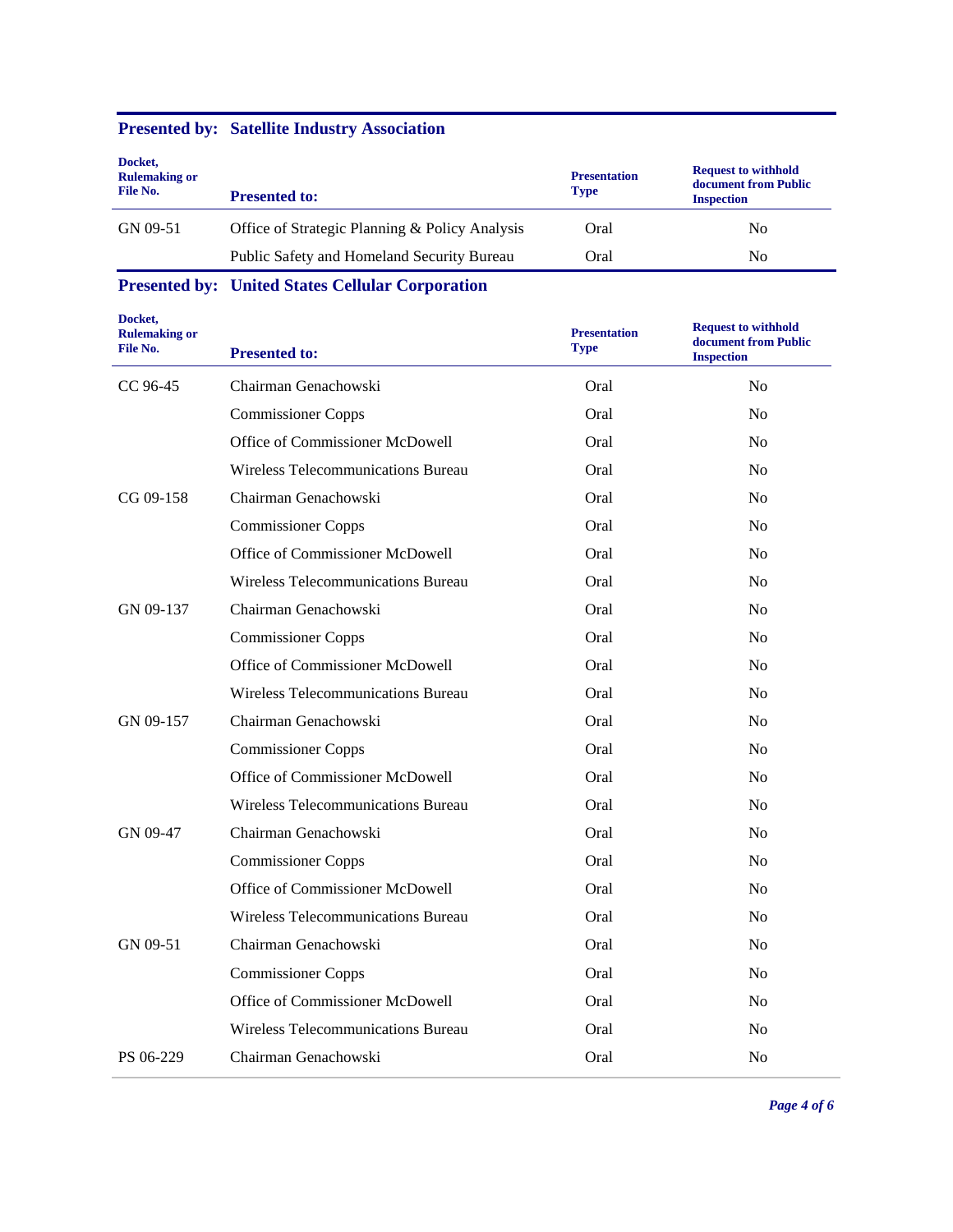## Presented by: Satellite Industry Association

| Docket, Rulemaking or File No. | Presented to: | Presentation Type | Request to withhold document from Public Inspection |
|---|---|---|---|
| GN 09-51 | Office of Strategic Planning & Policy Analysis | Oral | No |
| | Public Safety and Homeland Security Bureau | Oral | No |

## Presented by: United States Cellular Corporation

| Docket, Rulemaking or File No. | Presented to: | Presentation Type | Request to withhold document from Public Inspection |
|---|---|---|---|
| CC 96-45 | Chairman Genachowski | Oral | No |
| | Commissioner Copps | Oral | No |
| | Office of Commissioner McDowell | Oral | No |
| | Wireless Telecommunications Bureau | Oral | No |
| CG 09-158 | Chairman Genachowski | Oral | No |
| | Commissioner Copps | Oral | No |
| | Office of Commissioner McDowell | Oral | No |
| | Wireless Telecommunications Bureau | Oral | No |
| GN 09-137 | Chairman Genachowski | Oral | No |
| | Commissioner Copps | Oral | No |
| | Office of Commissioner McDowell | Oral | No |
| | Wireless Telecommunications Bureau | Oral | No |
| GN 09-157 | Chairman Genachowski | Oral | No |
| | Commissioner Copps | Oral | No |
| | Office of Commissioner McDowell | Oral | No |
| | Wireless Telecommunications Bureau | Oral | No |
| GN 09-47 | Chairman Genachowski | Oral | No |
| | Commissioner Copps | Oral | No |
| | Office of Commissioner McDowell | Oral | No |
| | Wireless Telecommunications Bureau | Oral | No |
| GN 09-51 | Chairman Genachowski | Oral | No |
| | Commissioner Copps | Oral | No |
| | Office of Commissioner McDowell | Oral | No |
| | Wireless Telecommunications Bureau | Oral | No |
| PS 06-229 | Chairman Genachowski | Oral | No |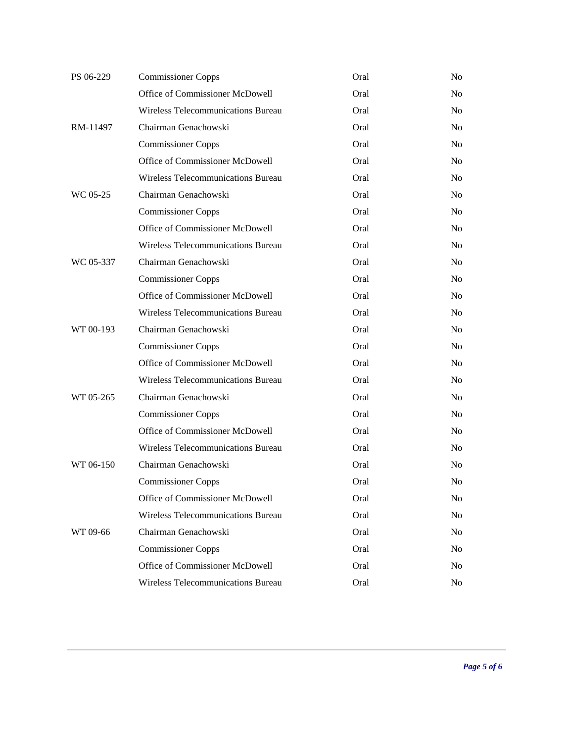| | | | |
|---|---|---|---|
| PS 06-229 | Commissioner Copps | Oral | No |
| | Office of Commissioner McDowell | Oral | No |
| | Wireless Telecommunications Bureau | Oral | No |
| RM-11497 | Chairman Genachowski | Oral | No |
| | Commissioner Copps | Oral | No |
| | Office of Commissioner McDowell | Oral | No |
| | Wireless Telecommunications Bureau | Oral | No |
| WC 05-25 | Chairman Genachowski | Oral | No |
| | Commissioner Copps | Oral | No |
| | Office of Commissioner McDowell | Oral | No |
| | Wireless Telecommunications Bureau | Oral | No |
| WC 05-337 | Chairman Genachowski | Oral | No |
| | Commissioner Copps | Oral | No |
| | Office of Commissioner McDowell | Oral | No |
| | Wireless Telecommunications Bureau | Oral | No |
| WT 00-193 | Chairman Genachowski | Oral | No |
| | Commissioner Copps | Oral | No |
| | Office of Commissioner McDowell | Oral | No |
| | Wireless Telecommunications Bureau | Oral | No |
| WT 05-265 | Chairman Genachowski | Oral | No |
| | Commissioner Copps | Oral | No |
| | Office of Commissioner McDowell | Oral | No |
| | Wireless Telecommunications Bureau | Oral | No |
| WT 06-150 | Chairman Genachowski | Oral | No |
| | Commissioner Copps | Oral | No |
| | Office of Commissioner McDowell | Oral | No |
| | Wireless Telecommunications Bureau | Oral | No |
| WT 09-66 | Chairman Genachowski | Oral | No |
| | Commissioner Copps | Oral | No |
| | Office of Commissioner McDowell | Oral | No |
| | Wireless Telecommunications Bureau | Oral | No |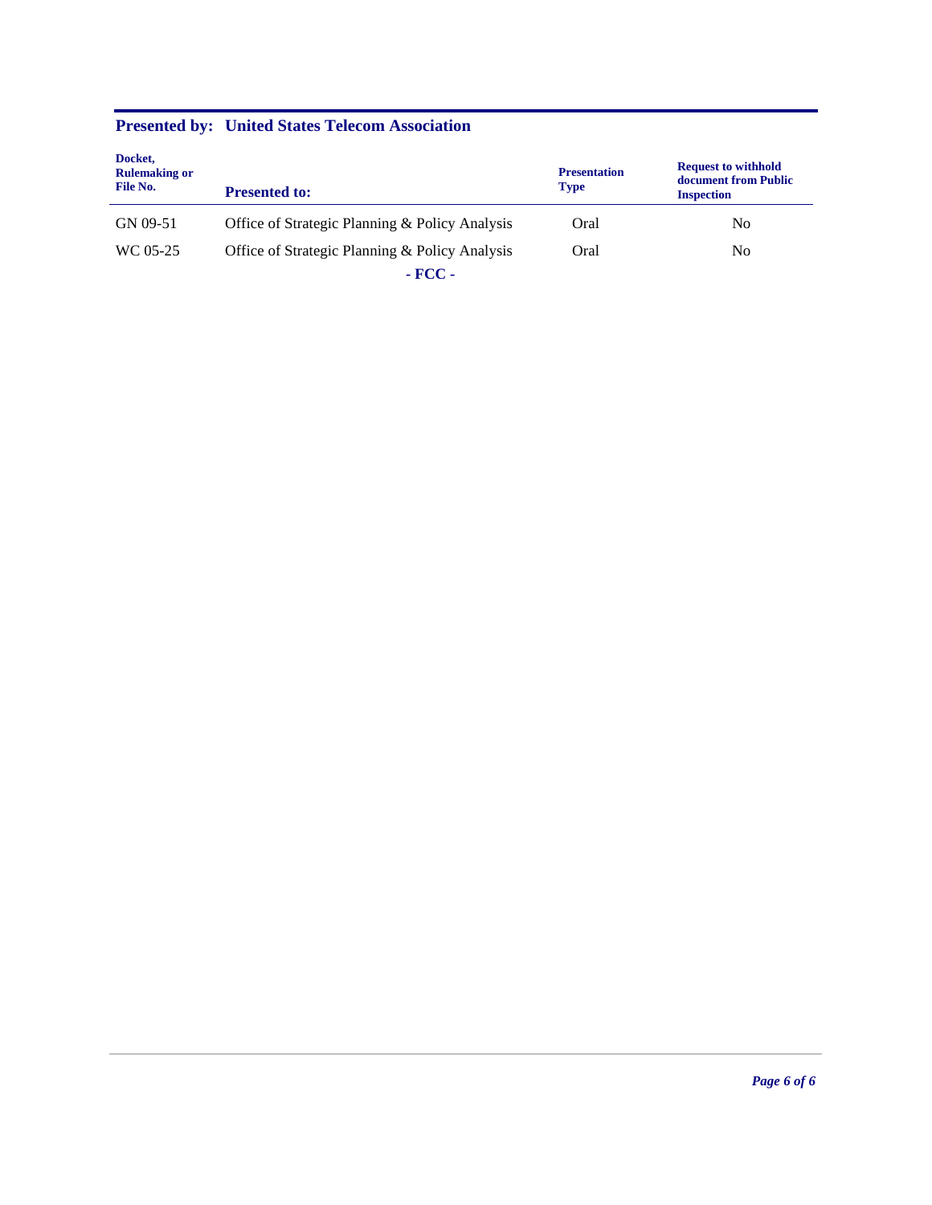## Presented by: United States Telecom Association

| Docket, Rulemaking or File No. | Presented to: | Presentation Type | Request to withhold document from Public Inspection |
|---|---|---|---|
| GN 09-51 | Office of Strategic Planning & Policy Analysis | Oral | No |
| WC 05-25 | Office of Strategic Planning & Policy Analysis | Oral | No |

**- FCC -**